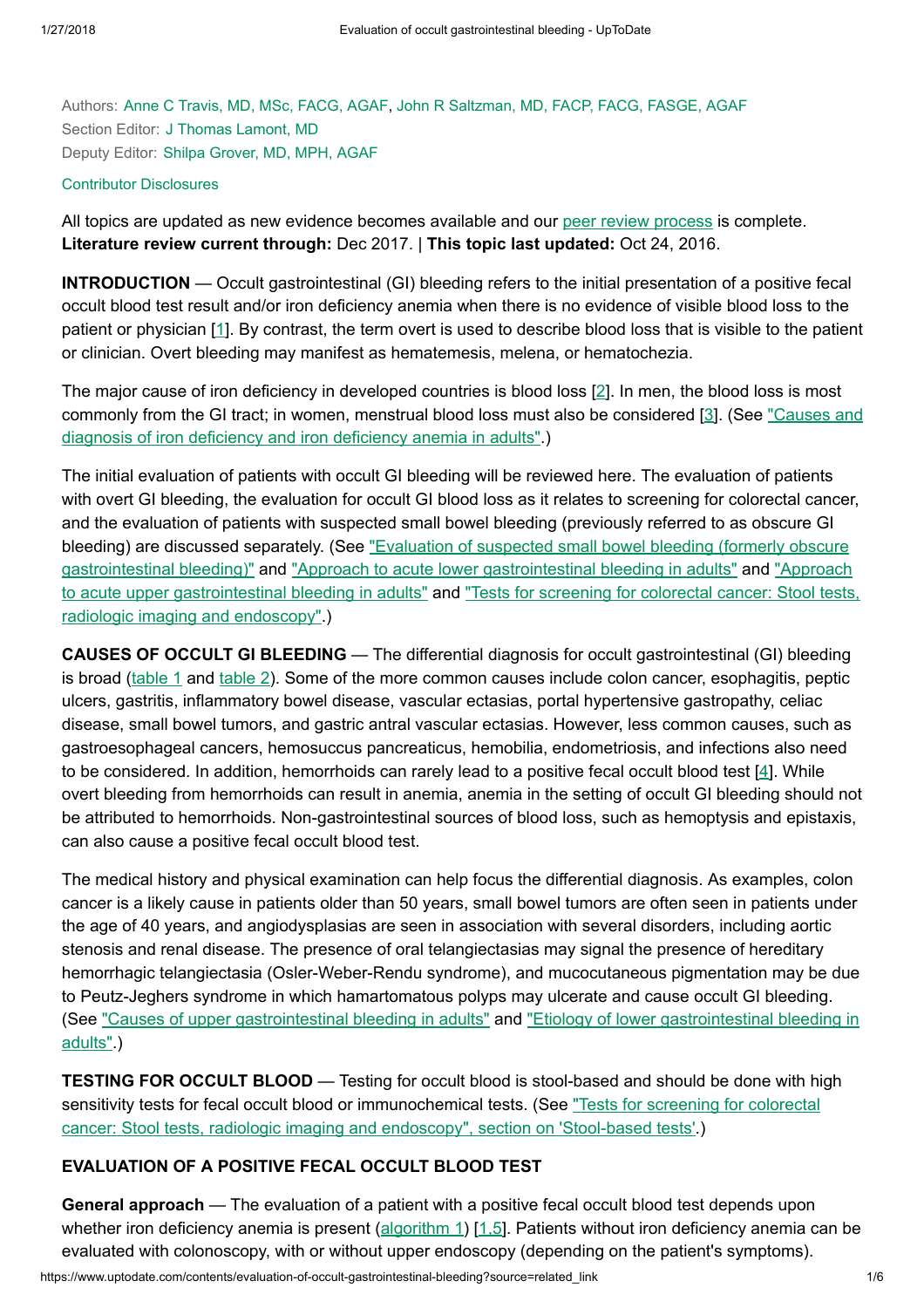Authors: Anne C Travis, MD, MSc, FACG, AGAF, John R Saltzman, MD, FACP, FACG, FASGE, AGAF
Section Editor: J Thomas Lamont, MD
Deputy Editor: Shilpa Grover, MD, MPH, AGAF

Contributor Disclosures

All topics are updated as new evidence becomes available and our peer review process is complete.
**Literature review current through:** Dec 2017. | **This topic last updated:** Oct 24, 2016.

**INTRODUCTION** — Occult gastrointestinal (GI) bleeding refers to the initial presentation of a positive fecal occult blood test result and/or iron deficiency anemia when there is no evidence of visible blood loss to the patient or physician [1]. By contrast, the term overt is used to describe blood loss that is visible to the patient or clinician. Overt bleeding may manifest as hematemesis, melena, or hematochezia.

The major cause of iron deficiency in developed countries is blood loss [2]. In men, the blood loss is most commonly from the GI tract; in women, menstrual blood loss must also be considered [3]. (See "Causes and diagnosis of iron deficiency and iron deficiency anemia in adults".)

The initial evaluation of patients with occult GI bleeding will be reviewed here. The evaluation of patients with overt GI bleeding, the evaluation for occult GI blood loss as it relates to screening for colorectal cancer, and the evaluation of patients with suspected small bowel bleeding (previously referred to as obscure GI bleeding) are discussed separately. (See "Evaluation of suspected small bowel bleeding (formerly obscure gastrointestinal bleeding)" and "Approach to acute lower gastrointestinal bleeding in adults" and "Approach to acute upper gastrointestinal bleeding in adults" and "Tests for screening for colorectal cancer: Stool tests, radiologic imaging and endoscopy".)

**CAUSES OF OCCULT GI BLEEDING** — The differential diagnosis for occult gastrointestinal (GI) bleeding is broad (table 1 and table 2). Some of the more common causes include colon cancer, esophagitis, peptic ulcers, gastritis, inflammatory bowel disease, vascular ectasias, portal hypertensive gastropathy, celiac disease, small bowel tumors, and gastric antral vascular ectasias. However, less common causes, such as gastroesophageal cancers, hemosuccus pancreaticus, hemobilia, endometriosis, and infections also need to be considered. In addition, hemorrhoids can rarely lead to a positive fecal occult blood test [4]. While overt bleeding from hemorrhoids can result in anemia, anemia in the setting of occult GI bleeding should not be attributed to hemorrhoids. Non-gastrointestinal sources of blood loss, such as hemoptysis and epistaxis, can also cause a positive fecal occult blood test.

The medical history and physical examination can help focus the differential diagnosis. As examples, colon cancer is a likely cause in patients older than 50 years, small bowel tumors are often seen in patients under the age of 40 years, and angiodysplasias are seen in association with several disorders, including aortic stenosis and renal disease. The presence of oral telangiectasias may signal the presence of hereditary hemorrhagic telangiectasia (Osler-Weber-Rendu syndrome), and mucocutaneous pigmentation may be due to Peutz-Jeghers syndrome in which hamartomatous polyps may ulcerate and cause occult GI bleeding. (See "Causes of upper gastrointestinal bleeding in adults" and "Etiology of lower gastrointestinal bleeding in adults".)

**TESTING FOR OCCULT BLOOD** — Testing for occult blood is stool-based and should be done with high sensitivity tests for fecal occult blood or immunochemical tests. (See "Tests for screening for colorectal cancer: Stool tests, radiologic imaging and endoscopy", section on 'Stool-based tests'.)

**EVALUATION OF A POSITIVE FECAL OCCULT BLOOD TEST**

**General approach** — The evaluation of a patient with a positive fecal occult blood test depends upon whether iron deficiency anemia is present (algorithm 1) [1,5]. Patients without iron deficiency anemia can be evaluated with colonoscopy, with or without upper endoscopy (depending on the patient's symptoms).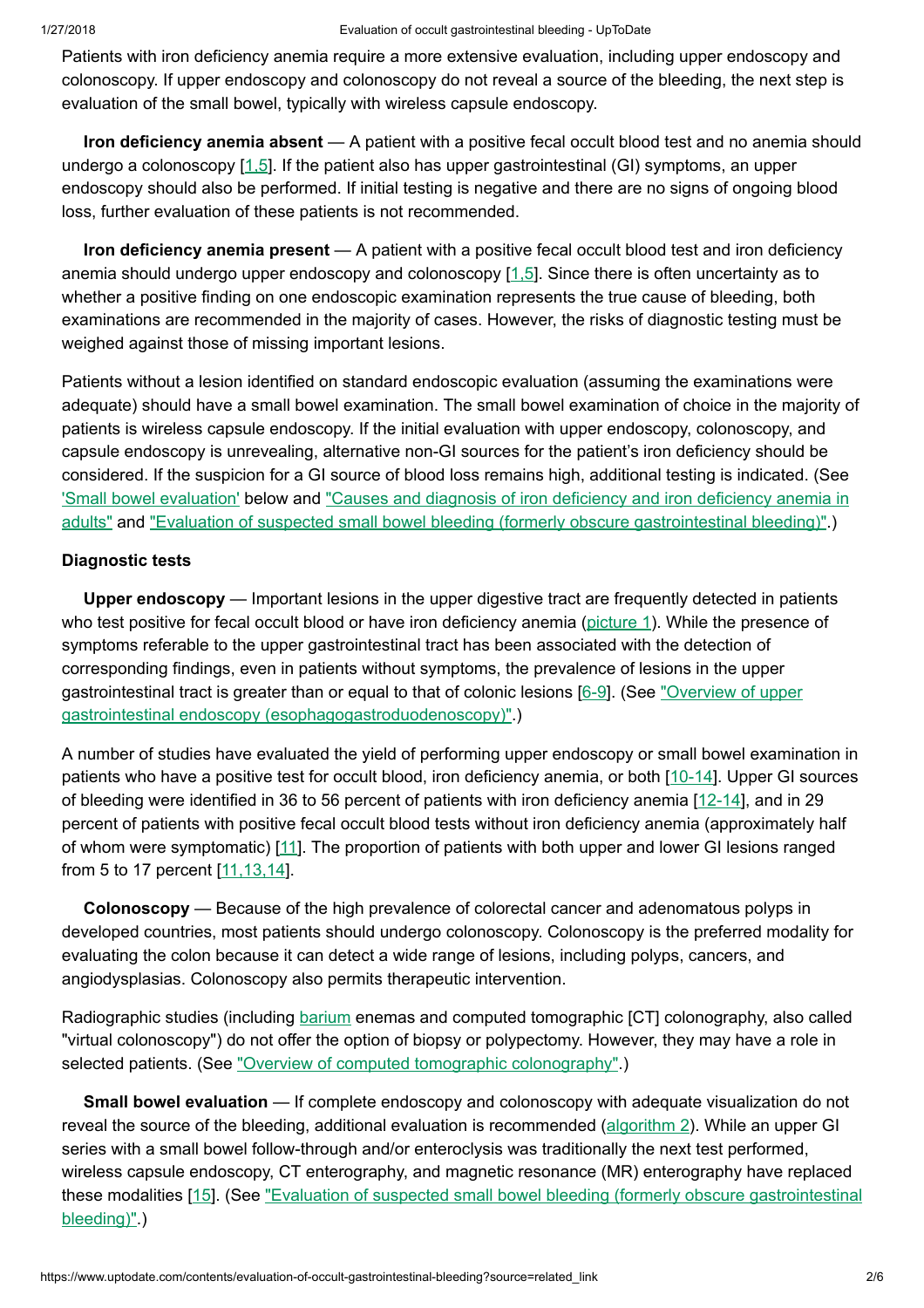Patients with iron deficiency anemia require a more extensive evaluation, including upper endoscopy and colonoscopy. If upper endoscopy and colonoscopy do not reveal a source of the bleeding, the next step is evaluation of the small bowel, typically with wireless capsule endoscopy.

**Iron deficiency anemia absent** — A patient with a positive fecal occult blood test and no anemia should undergo a colonoscopy [1,5]. If the patient also has upper gastrointestinal (GI) symptoms, an upper endoscopy should also be performed. If initial testing is negative and there are no signs of ongoing blood loss, further evaluation of these patients is not recommended.

**Iron deficiency anemia present** — A patient with a positive fecal occult blood test and iron deficiency anemia should undergo upper endoscopy and colonoscopy [1,5]. Since there is often uncertainty as to whether a positive finding on one endoscopic examination represents the true cause of bleeding, both examinations are recommended in the majority of cases. However, the risks of diagnostic testing must be weighed against those of missing important lesions.

Patients without a lesion identified on standard endoscopic evaluation (assuming the examinations were adequate) should have a small bowel examination. The small bowel examination of choice in the majority of patients is wireless capsule endoscopy. If the initial evaluation with upper endoscopy, colonoscopy, and capsule endoscopy is unrevealing, alternative non-GI sources for the patient's iron deficiency should be considered. If the suspicion for a GI source of blood loss remains high, additional testing is indicated. (See 'Small bowel evaluation' below and "Causes and diagnosis of iron deficiency and iron deficiency anemia in adults" and "Evaluation of suspected small bowel bleeding (formerly obscure gastrointestinal bleeding)".)

### Diagnostic tests

**Upper endoscopy** — Important lesions in the upper digestive tract are frequently detected in patients who test positive for fecal occult blood or have iron deficiency anemia (picture 1). While the presence of symptoms referable to the upper gastrointestinal tract has been associated with the detection of corresponding findings, even in patients without symptoms, the prevalence of lesions in the upper gastrointestinal tract is greater than or equal to that of colonic lesions [6-9]. (See "Overview of upper gastrointestinal endoscopy (esophagogastroduodenoscopy)".)

A number of studies have evaluated the yield of performing upper endoscopy or small bowel examination in patients who have a positive test for occult blood, iron deficiency anemia, or both [10-14]. Upper GI sources of bleeding were identified in 36 to 56 percent of patients with iron deficiency anemia [12-14], and in 29 percent of patients with positive fecal occult blood tests without iron deficiency anemia (approximately half of whom were symptomatic) [11]. The proportion of patients with both upper and lower GI lesions ranged from 5 to 17 percent [11,13,14].

**Colonoscopy** — Because of the high prevalence of colorectal cancer and adenomatous polyps in developed countries, most patients should undergo colonoscopy. Colonoscopy is the preferred modality for evaluating the colon because it can detect a wide range of lesions, including polyps, cancers, and angiodysplasias. Colonoscopy also permits therapeutic intervention.

Radiographic studies (including barium enemas and computed tomographic [CT] colonography, also called "virtual colonoscopy") do not offer the option of biopsy or polypectomy. However, they may have a role in selected patients. (See "Overview of computed tomographic colonography".)

**Small bowel evaluation** — If complete endoscopy and colonoscopy with adequate visualization do not reveal the source of the bleeding, additional evaluation is recommended (algorithm 2). While an upper GI series with a small bowel follow-through and/or enteroclysis was traditionally the next test performed, wireless capsule endoscopy, CT enterography, and magnetic resonance (MR) enterography have replaced these modalities [15]. (See "Evaluation of suspected small bowel bleeding (formerly obscure gastrointestinal bleeding)".)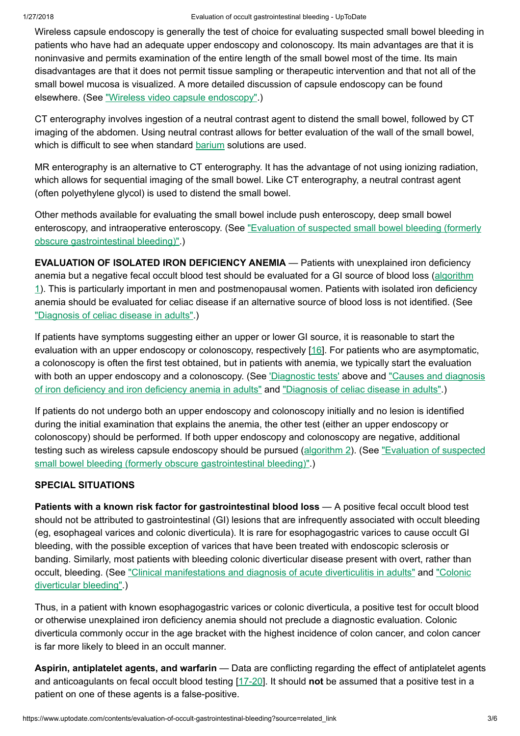Wireless capsule endoscopy is generally the test of choice for evaluating suspected small bowel bleeding in patients who have had an adequate upper endoscopy and colonoscopy. Its main advantages are that it is noninvasive and permits examination of the entire length of the small bowel most of the time. Its main disadvantages are that it does not permit tissue sampling or therapeutic intervention and that not all of the small bowel mucosa is visualized. A more detailed discussion of capsule endoscopy can be found elsewhere. (See "Wireless video capsule endoscopy".)

CT enterography involves ingestion of a neutral contrast agent to distend the small bowel, followed by CT imaging of the abdomen. Using neutral contrast allows for better evaluation of the wall of the small bowel, which is difficult to see when standard barium solutions are used.

MR enterography is an alternative to CT enterography. It has the advantage of not using ionizing radiation, which allows for sequential imaging of the small bowel. Like CT enterography, a neutral contrast agent (often polyethylene glycol) is used to distend the small bowel.

Other methods available for evaluating the small bowel include push enteroscopy, deep small bowel enteroscopy, and intraoperative enteroscopy. (See "Evaluation of suspected small bowel bleeding (formerly obscure gastrointestinal bleeding)".)

**EVALUATION OF ISOLATED IRON DEFICIENCY ANEMIA** — Patients with unexplained iron deficiency anemia but a negative fecal occult blood test should be evaluated for a GI source of blood loss (algorithm 1). This is particularly important in men and postmenopausal women. Patients with isolated iron deficiency anemia should be evaluated for celiac disease if an alternative source of blood loss is not identified. (See "Diagnosis of celiac disease in adults".)

If patients have symptoms suggesting either an upper or lower GI source, it is reasonable to start the evaluation with an upper endoscopy or colonoscopy, respectively [16]. For patients who are asymptomatic, a colonoscopy is often the first test obtained, but in patients with anemia, we typically start the evaluation with both an upper endoscopy and a colonoscopy. (See 'Diagnostic tests' above and "Causes and diagnosis of iron deficiency and iron deficiency anemia in adults" and "Diagnosis of celiac disease in adults".)

If patients do not undergo both an upper endoscopy and colonoscopy initially and no lesion is identified during the initial examination that explains the anemia, the other test (either an upper endoscopy or colonoscopy) should be performed. If both upper endoscopy and colonoscopy are negative, additional testing such as wireless capsule endoscopy should be pursued (algorithm 2). (See "Evaluation of suspected small bowel bleeding (formerly obscure gastrointestinal bleeding)".)

## SPECIAL SITUATIONS

**Patients with a known risk factor for gastrointestinal blood loss** — A positive fecal occult blood test should not be attributed to gastrointestinal (GI) lesions that are infrequently associated with occult bleeding (eg, esophageal varices and colonic diverticula). It is rare for esophagogastric varices to cause occult GI bleeding, with the possible exception of varices that have been treated with endoscopic sclerosis or banding. Similarly, most patients with bleeding colonic diverticular disease present with overt, rather than occult, bleeding. (See "Clinical manifestations and diagnosis of acute diverticulitis in adults" and "Colonic diverticular bleeding".)

Thus, in a patient with known esophagogastric varices or colonic diverticula, a positive test for occult blood or otherwise unexplained iron deficiency anemia should not preclude a diagnostic evaluation. Colonic diverticula commonly occur in the age bracket with the highest incidence of colon cancer, and colon cancer is far more likely to bleed in an occult manner.

**Aspirin, antiplatelet agents, and warfarin** — Data are conflicting regarding the effect of antiplatelet agents and anticoagulants on fecal occult blood testing [17-20]. It should **not** be assumed that a positive test in a patient on one of these agents is a false-positive.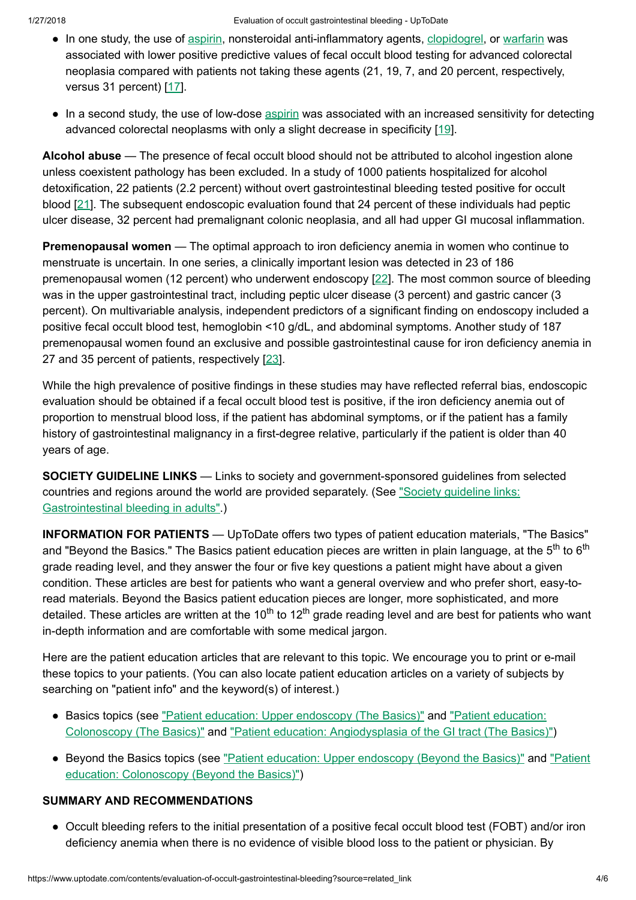- In one study, the use of aspirin, nonsteroidal anti-inflammatory agents, clopidogrel, or warfarin was associated with lower positive predictive values of fecal occult blood testing for advanced colorectal neoplasia compared with patients not taking these agents (21, 19, 7, and 20 percent, respectively, versus 31 percent) [17].

- In a second study, the use of low-dose aspirin was associated with an increased sensitivity for detecting advanced colorectal neoplasms with only a slight decrease in specificity [19].

**Alcohol abuse** — The presence of fecal occult blood should not be attributed to alcohol ingestion alone unless coexistent pathology has been excluded. In a study of 1000 patients hospitalized for alcohol detoxification, 22 patients (2.2 percent) without overt gastrointestinal bleeding tested positive for occult blood [21]. The subsequent endoscopic evaluation found that 24 percent of these individuals had peptic ulcer disease, 32 percent had premalignant colonic neoplasia, and all had upper GI mucosal inflammation.

**Premenopausal women** — The optimal approach to iron deficiency anemia in women who continue to menstruate is uncertain. In one series, a clinically important lesion was detected in 23 of 186 premenopausal women (12 percent) who underwent endoscopy [22]. The most common source of bleeding was in the upper gastrointestinal tract, including peptic ulcer disease (3 percent) and gastric cancer (3 percent). On multivariable analysis, independent predictors of a significant finding on endoscopy included a positive fecal occult blood test, hemoglobin <10 g/dL, and abdominal symptoms. Another study of 187 premenopausal women found an exclusive and possible gastrointestinal cause for iron deficiency anemia in 27 and 35 percent of patients, respectively [23].

While the high prevalence of positive findings in these studies may have reflected referral bias, endoscopic evaluation should be obtained if a fecal occult blood test is positive, if the iron deficiency anemia out of proportion to menstrual blood loss, if the patient has abdominal symptoms, or if the patient has a family history of gastrointestinal malignancy in a first-degree relative, particularly if the patient is older than 40 years of age.

**SOCIETY GUIDELINE LINKS** — Links to society and government-sponsored guidelines from selected countries and regions around the world are provided separately. (See "Society guideline links: Gastrointestinal bleeding in adults".)

**INFORMATION FOR PATIENTS** — UpToDate offers two types of patient education materials, "The Basics" and "Beyond the Basics." The Basics patient education pieces are written in plain language, at the 5th to 6th grade reading level, and they answer the four or five key questions a patient might have about a given condition. These articles are best for patients who want a general overview and who prefer short, easy-to-read materials. Beyond the Basics patient education pieces are longer, more sophisticated, and more detailed. These articles are written at the 10th to 12th grade reading level and are best for patients who want in-depth information and are comfortable with some medical jargon.

Here are the patient education articles that are relevant to this topic. We encourage you to print or e-mail these topics to your patients. (You can also locate patient education articles on a variety of subjects by searching on "patient info" and the keyword(s) of interest.)

- Basics topics (see "Patient education: Upper endoscopy (The Basics)" and "Patient education: Colonoscopy (The Basics)" and "Patient education: Angiodysplasia of the GI tract (The Basics)")

- Beyond the Basics topics (see "Patient education: Upper endoscopy (Beyond the Basics)" and "Patient education: Colonoscopy (Beyond the Basics)")

**SUMMARY AND RECOMMENDATIONS**

- Occult bleeding refers to the initial presentation of a positive fecal occult blood test (FOBT) and/or iron deficiency anemia when there is no evidence of visible blood loss to the patient or physician. By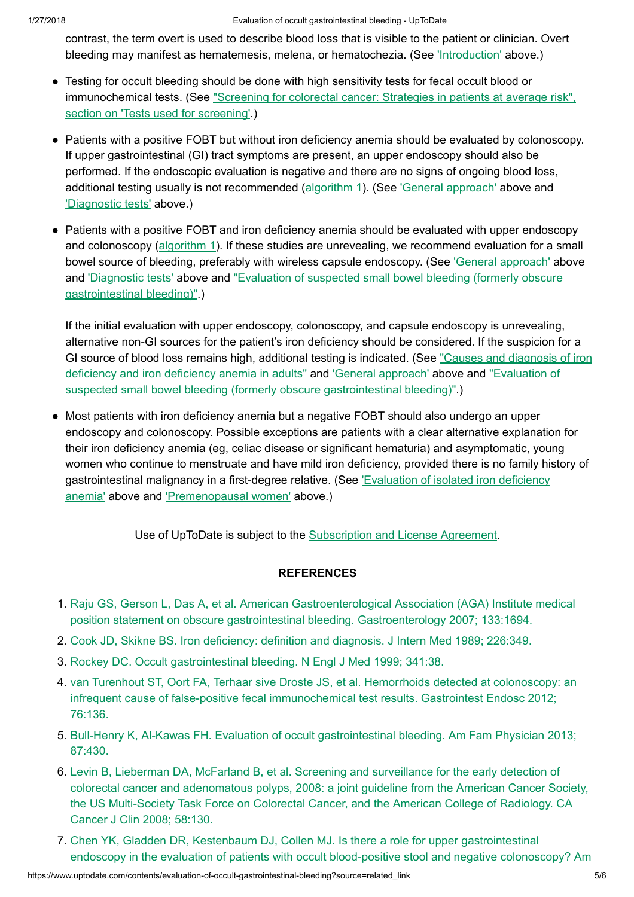contrast, the term overt is used to describe blood loss that is visible to the patient or clinician. Overt bleeding may manifest as hematemesis, melena, or hematochezia. (See 'Introduction' above.)

- Testing for occult bleeding should be done with high sensitivity tests for fecal occult blood or immunochemical tests. (See "Screening for colorectal cancer: Strategies in patients at average risk", section on 'Tests used for screening'.)

- Patients with a positive FOBT but without iron deficiency anemia should be evaluated by colonoscopy. If upper gastrointestinal (GI) tract symptoms are present, an upper endoscopy should also be performed. If the endoscopic evaluation is negative and there are no signs of ongoing blood loss, additional testing usually is not recommended (algorithm 1). (See 'General approach' above and 'Diagnostic tests' above.)

- Patients with a positive FOBT and iron deficiency anemia should be evaluated with upper endoscopy and colonoscopy (algorithm 1). If these studies are unrevealing, we recommend evaluation for a small bowel source of bleeding, preferably with wireless capsule endoscopy. (See 'General approach' above and 'Diagnostic tests' above and "Evaluation of suspected small bowel bleeding (formerly obscure gastrointestinal bleeding)".)

  If the initial evaluation with upper endoscopy, colonoscopy, and capsule endoscopy is unrevealing, alternative non-GI sources for the patient's iron deficiency should be considered. If the suspicion for a GI source of blood loss remains high, additional testing is indicated. (See "Causes and diagnosis of iron deficiency and iron deficiency anemia in adults" and 'General approach' above and "Evaluation of suspected small bowel bleeding (formerly obscure gastrointestinal bleeding)".)

- Most patients with iron deficiency anemia but a negative FOBT should also undergo an upper endoscopy and colonoscopy. Possible exceptions are patients with a clear alternative explanation for their iron deficiency anemia (eg, celiac disease or significant hematuria) and asymptomatic, young women who continue to menstruate and have mild iron deficiency, provided there is no family history of gastrointestinal malignancy in a first-degree relative. (See 'Evaluation of isolated iron deficiency anemia' above and 'Premenopausal women' above.)

Use of UpToDate is subject to the Subscription and License Agreement.

## REFERENCES

1. Raju GS, Gerson L, Das A, et al. American Gastroenterological Association (AGA) Institute medical position statement on obscure gastrointestinal bleeding. Gastroenterology 2007; 133:1694.
2. Cook JD, Skikne BS. Iron deficiency: definition and diagnosis. J Intern Med 1989; 226:349.
3. Rockey DC. Occult gastrointestinal bleeding. N Engl J Med 1999; 341:38.
4. van Turenhout ST, Oort FA, Terhaar sive Droste JS, et al. Hemorrhoids detected at colonoscopy: an infrequent cause of false-positive fecal immunochemical test results. Gastrointest Endosc 2012; 76:136.
5. Bull-Henry K, Al-Kawas FH. Evaluation of occult gastrointestinal bleeding. Am Fam Physician 2013; 87:430.
6. Levin B, Lieberman DA, McFarland B, et al. Screening and surveillance for the early detection of colorectal cancer and adenomatous polyps, 2008: a joint guideline from the American Cancer Society, the US Multi-Society Task Force on Colorectal Cancer, and the American College of Radiology. CA Cancer J Clin 2008; 58:130.
7. Chen YK, Gladden DR, Kestenbaum DJ, Collen MJ. Is there a role for upper gastrointestinal endoscopy in the evaluation of patients with occult blood-positive stool and negative colonoscopy? Am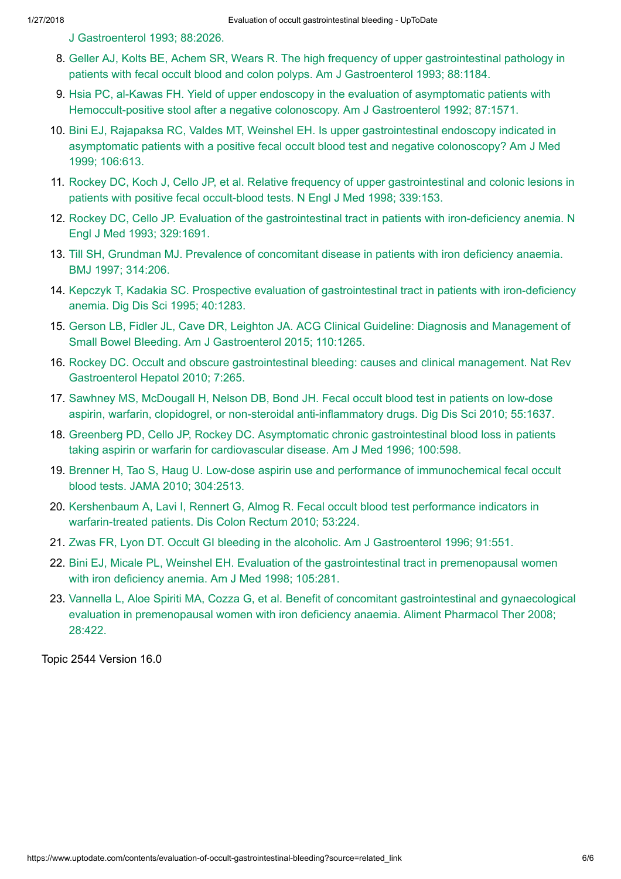J Gastroenterol 1993; 88:2026.

8. Geller AJ, Kolts BE, Achem SR, Wears R. The high frequency of upper gastrointestinal pathology in patients with fecal occult blood and colon polyps. Am J Gastroenterol 1993; 88:1184.
9. Hsia PC, al-Kawas FH. Yield of upper endoscopy in the evaluation of asymptomatic patients with Hemoccult-positive stool after a negative colonoscopy. Am J Gastroenterol 1992; 87:1571.
10. Bini EJ, Rajapaksa RC, Valdes MT, Weinshel EH. Is upper gastrointestinal endoscopy indicated in asymptomatic patients with a positive fecal occult blood test and negative colonoscopy? Am J Med 1999; 106:613.
11. Rockey DC, Koch J, Cello JP, et al. Relative frequency of upper gastrointestinal and colonic lesions in patients with positive fecal occult-blood tests. N Engl J Med 1998; 339:153.
12. Rockey DC, Cello JP. Evaluation of the gastrointestinal tract in patients with iron-deficiency anemia. N Engl J Med 1993; 329:1691.
13. Till SH, Grundman MJ. Prevalence of concomitant disease in patients with iron deficiency anaemia. BMJ 1997; 314:206.
14. Kepczyk T, Kadakia SC. Prospective evaluation of gastrointestinal tract in patients with iron-deficiency anemia. Dig Dis Sci 1995; 40:1283.
15. Gerson LB, Fidler JL, Cave DR, Leighton JA. ACG Clinical Guideline: Diagnosis and Management of Small Bowel Bleeding. Am J Gastroenterol 2015; 110:1265.
16. Rockey DC. Occult and obscure gastrointestinal bleeding: causes and clinical management. Nat Rev Gastroenterol Hepatol 2010; 7:265.
17. Sawhney MS, McDougall H, Nelson DB, Bond JH. Fecal occult blood test in patients on low-dose aspirin, warfarin, clopidogrel, or non-steroidal anti-inflammatory drugs. Dig Dis Sci 2010; 55:1637.
18. Greenberg PD, Cello JP, Rockey DC. Asymptomatic chronic gastrointestinal blood loss in patients taking aspirin or warfarin for cardiovascular disease. Am J Med 1996; 100:598.
19. Brenner H, Tao S, Haug U. Low-dose aspirin use and performance of immunochemical fecal occult blood tests. JAMA 2010; 304:2513.
20. Kershenbaum A, Lavi I, Rennert G, Almog R. Fecal occult blood test performance indicators in warfarin-treated patients. Dis Colon Rectum 2010; 53:224.
21. Zwas FR, Lyon DT. Occult GI bleeding in the alcoholic. Am J Gastroenterol 1996; 91:551.
22. Bini EJ, Micale PL, Weinshel EH. Evaluation of the gastrointestinal tract in premenopausal women with iron deficiency anemia. Am J Med 1998; 105:281.
23. Vannella L, Aloe Spiriti MA, Cozza G, et al. Benefit of concomitant gastrointestinal and gynaecological evaluation in premenopausal women with iron deficiency anaemia. Aliment Pharmacol Ther 2008; 28:422.

Topic 2544 Version 16.0